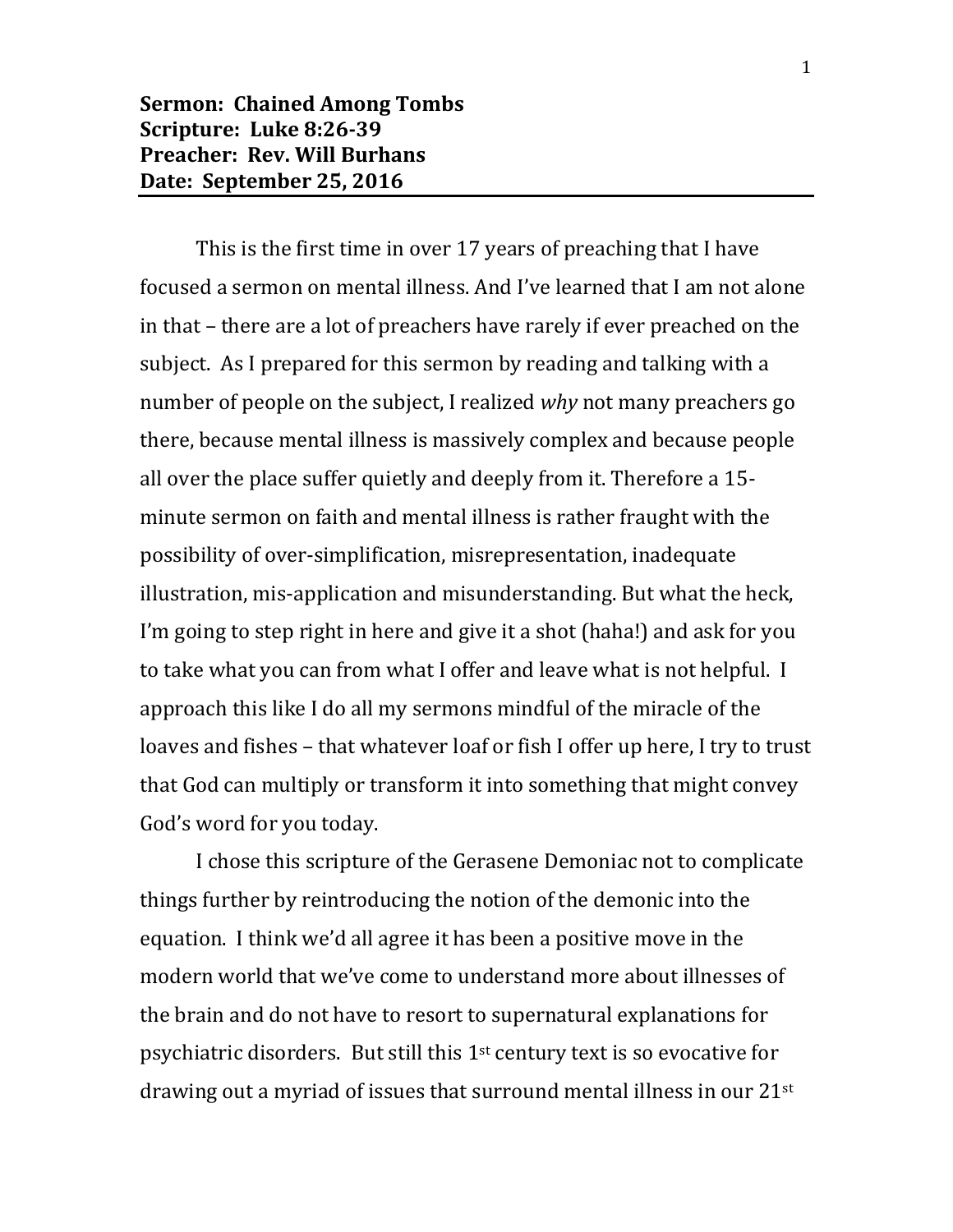**Sermon: Chained Among Tombs**
**Scripture: Luke 8:26-39**
**Preacher: Rev. Will Burhans**
**Date: September 25, 2016**

---

This is the first time in over 17 years of preaching that I have focused a sermon on mental illness. And I've learned that I am not alone in that – there are a lot of preachers have rarely if ever preached on the subject. As I prepared for this sermon by reading and talking with a number of people on the subject, I realized *why* not many preachers go there, because mental illness is massively complex and because people all over the place suffer quietly and deeply from it. Therefore a 15-minute sermon on faith and mental illness is rather fraught with the possibility of over-simplification, misrepresentation, inadequate illustration, mis-application and misunderstanding. But what the heck, I'm going to step right in here and give it a shot (haha!) and ask for you to take what you can from what I offer and leave what is not helpful. I approach this like I do all my sermons mindful of the miracle of the loaves and fishes – that whatever loaf or fish I offer up here, I try to trust that God can multiply or transform it into something that might convey God's word for you today.

I chose this scripture of the Gerasene Demoniac not to complicate things further by reintroducing the notion of the demonic into the equation. I think we'd all agree it has been a positive move in the modern world that we've come to understand more about illnesses of the brain and do not have to resort to supernatural explanations for psychiatric disorders. But still this 1st century text is so evocative for drawing out a myriad of issues that surround mental illness in our 21st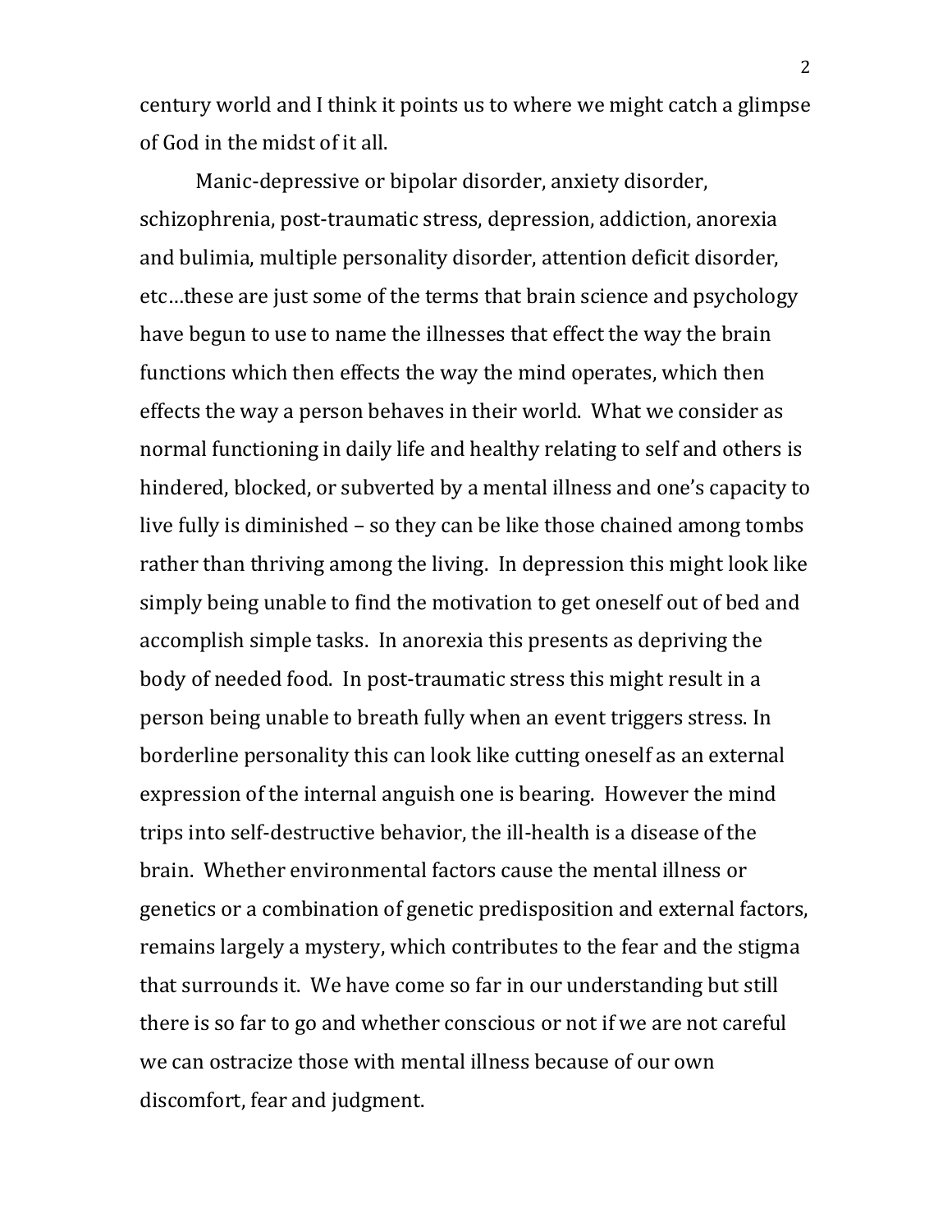century world and I think it points us to where we might catch a glimpse of God in the midst of it all.

Manic-depressive or bipolar disorder, anxiety disorder, schizophrenia, post-traumatic stress, depression, addiction, anorexia and bulimia, multiple personality disorder, attention deficit disorder, etc…these are just some of the terms that brain science and psychology have begun to use to name the illnesses that effect the way the brain functions which then effects the way the mind operates, which then effects the way a person behaves in their world. What we consider as normal functioning in daily life and healthy relating to self and others is hindered, blocked, or subverted by a mental illness and one's capacity to live fully is diminished – so they can be like those chained among tombs rather than thriving among the living. In depression this might look like simply being unable to find the motivation to get oneself out of bed and accomplish simple tasks. In anorexia this presents as depriving the body of needed food. In post-traumatic stress this might result in a person being unable to breath fully when an event triggers stress. In borderline personality this can look like cutting oneself as an external expression of the internal anguish one is bearing. However the mind trips into self-destructive behavior, the ill-health is a disease of the brain. Whether environmental factors cause the mental illness or genetics or a combination of genetic predisposition and external factors, remains largely a mystery, which contributes to the fear and the stigma that surrounds it. We have come so far in our understanding but still there is so far to go and whether conscious or not if we are not careful we can ostracize those with mental illness because of our own discomfort, fear and judgment.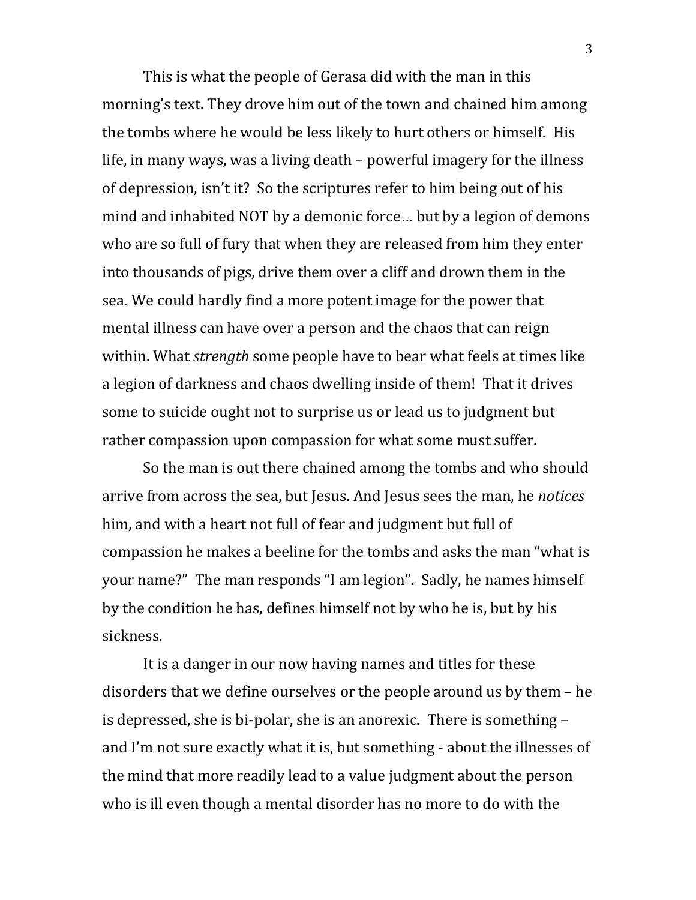This is what the people of Gerasa did with the man in this morning's text. They drove him out of the town and chained him among the tombs where he would be less likely to hurt others or himself. His life, in many ways, was a living death – powerful imagery for the illness of depression, isn't it? So the scriptures refer to him being out of his mind and inhabited NOT by a demonic force… but by a legion of demons who are so full of fury that when they are released from him they enter into thousands of pigs, drive them over a cliff and drown them in the sea. We could hardly find a more potent image for the power that mental illness can have over a person and the chaos that can reign within. What *strength* some people have to bear what feels at times like a legion of darkness and chaos dwelling inside of them! That it drives some to suicide ought not to surprise us or lead us to judgment but rather compassion upon compassion for what some must suffer.

So the man is out there chained among the tombs and who should arrive from across the sea, but Jesus. And Jesus sees the man, he *notices* him, and with a heart not full of fear and judgment but full of compassion he makes a beeline for the tombs and asks the man "what is your name?" The man responds "I am legion". Sadly, he names himself by the condition he has, defines himself not by who he is, but by his sickness.

It is a danger in our now having names and titles for these disorders that we define ourselves or the people around us by them – he is depressed, she is bi-polar, she is an anorexic. There is something – and I'm not sure exactly what it is, but something - about the illnesses of the mind that more readily lead to a value judgment about the person who is ill even though a mental disorder has no more to do with the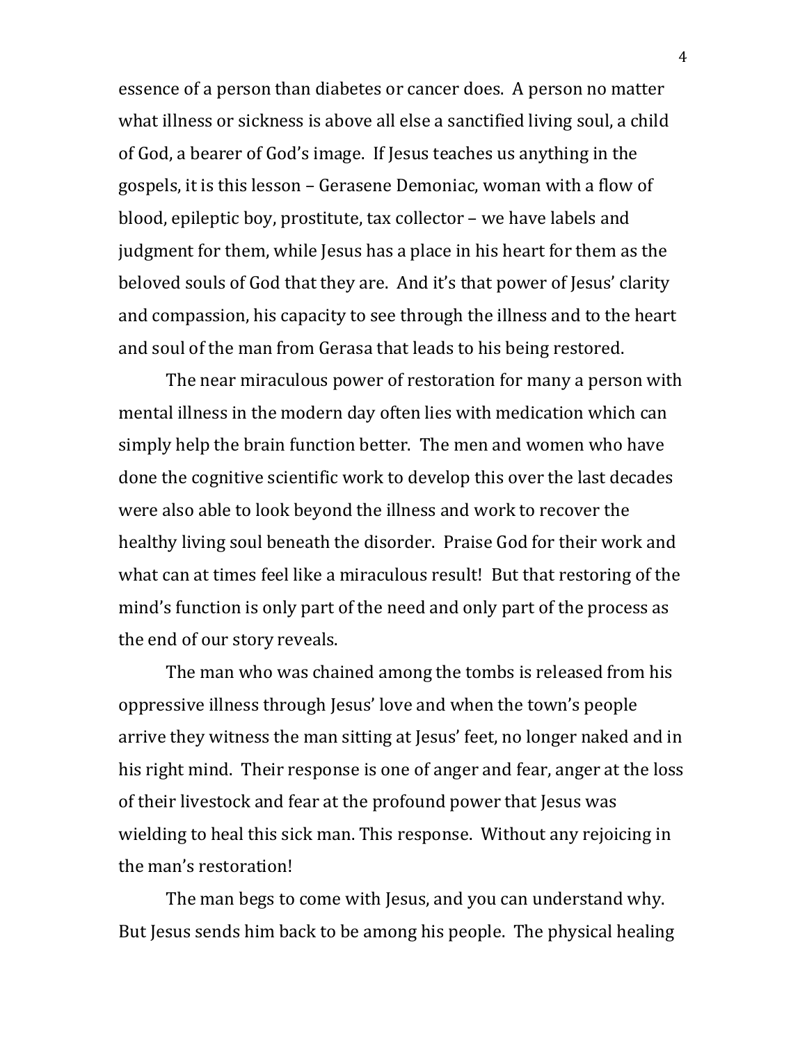essence of a person than diabetes or cancer does. A person no matter what illness or sickness is above all else a sanctified living soul, a child of God, a bearer of God's image. If Jesus teaches us anything in the gospels, it is this lesson – Gerasene Demoniac, woman with a flow of blood, epileptic boy, prostitute, tax collector – we have labels and judgment for them, while Jesus has a place in his heart for them as the beloved souls of God that they are. And it's that power of Jesus' clarity and compassion, his capacity to see through the illness and to the heart and soul of the man from Gerasa that leads to his being restored.

The near miraculous power of restoration for many a person with mental illness in the modern day often lies with medication which can simply help the brain function better. The men and women who have done the cognitive scientific work to develop this over the last decades were also able to look beyond the illness and work to recover the healthy living soul beneath the disorder. Praise God for their work and what can at times feel like a miraculous result! But that restoring of the mind's function is only part of the need and only part of the process as the end of our story reveals.

The man who was chained among the tombs is released from his oppressive illness through Jesus' love and when the town's people arrive they witness the man sitting at Jesus' feet, no longer naked and in his right mind. Their response is one of anger and fear, anger at the loss of their livestock and fear at the profound power that Jesus was wielding to heal this sick man. This response. Without any rejoicing in the man's restoration!

The man begs to come with Jesus, and you can understand why. But Jesus sends him back to be among his people. The physical healing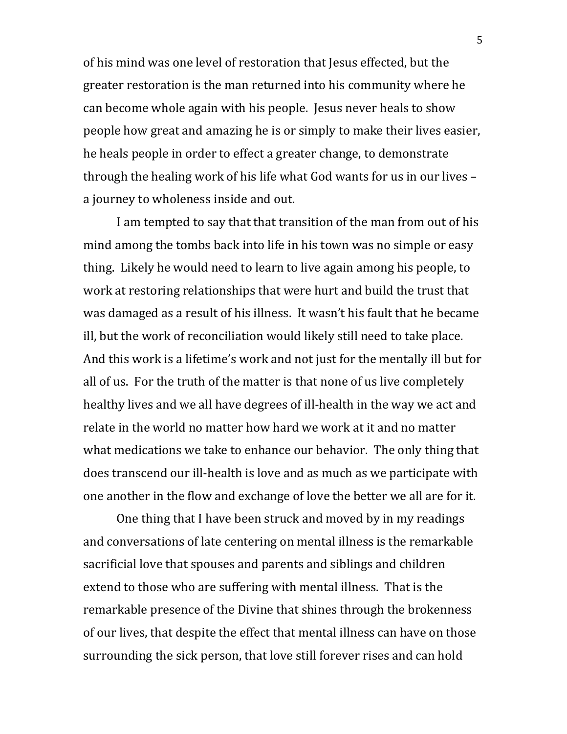of his mind was one level of restoration that Jesus effected, but the greater restoration is the man returned into his community where he can become whole again with his people. Jesus never heals to show people how great and amazing he is or simply to make their lives easier, he heals people in order to effect a greater change, to demonstrate through the healing work of his life what God wants for us in our lives – a journey to wholeness inside and out.

I am tempted to say that that transition of the man from out of his mind among the tombs back into life in his town was no simple or easy thing. Likely he would need to learn to live again among his people, to work at restoring relationships that were hurt and build the trust that was damaged as a result of his illness. It wasn't his fault that he became ill, but the work of reconciliation would likely still need to take place. And this work is a lifetime's work and not just for the mentally ill but for all of us. For the truth of the matter is that none of us live completely healthy lives and we all have degrees of ill-health in the way we act and relate in the world no matter how hard we work at it and no matter what medications we take to enhance our behavior. The only thing that does transcend our ill-health is love and as much as we participate with one another in the flow and exchange of love the better we all are for it.

One thing that I have been struck and moved by in my readings and conversations of late centering on mental illness is the remarkable sacrificial love that spouses and parents and siblings and children extend to those who are suffering with mental illness. That is the remarkable presence of the Divine that shines through the brokenness of our lives, that despite the effect that mental illness can have on those surrounding the sick person, that love still forever rises and can hold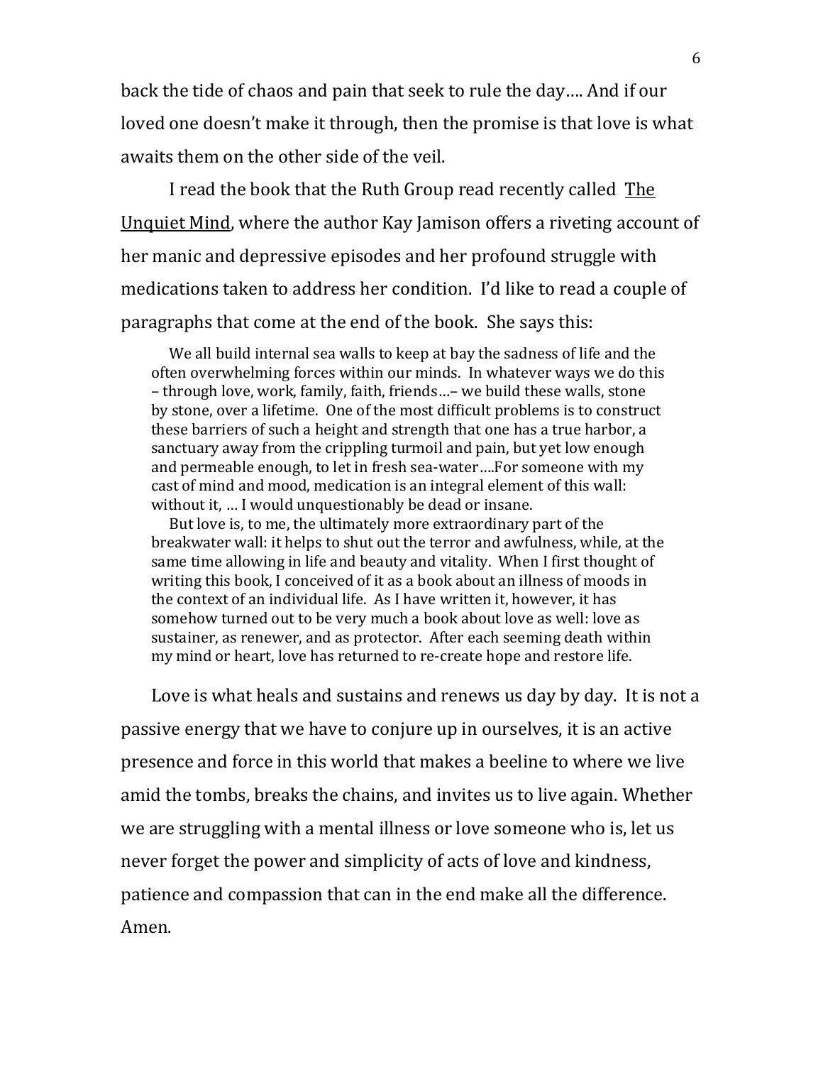back the tide of chaos and pain that seek to rule the day…. And if our loved one doesn't make it through, then the promise is that love is what awaits them on the other side of the veil.

I read the book that the Ruth Group read recently called <u>The Unquiet Mind</u>, where the author Kay Jamison offers a riveting account of her manic and depressive episodes and her profound struggle with medications taken to address her condition. I'd like to read a couple of paragraphs that come at the end of the book. She says this:

> We all build internal sea walls to keep at bay the sadness of life and the often overwhelming forces within our minds. In whatever ways we do this – through love, work, family, faith, friends…– we build these walls, stone by stone, over a lifetime. One of the most difficult problems is to construct these barriers of such a height and strength that one has a true harbor, a sanctuary away from the crippling turmoil and pain, but yet low enough and permeable enough, to let in fresh sea-water….For someone with my cast of mind and mood, medication is an integral element of this wall: without it, … I would unquestionably be dead or insane.
>
> But love is, to me, the ultimately more extraordinary part of the breakwater wall: it helps to shut out the terror and awfulness, while, at the same time allowing in life and beauty and vitality. When I first thought of writing this book, I conceived of it as a book about an illness of moods in the context of an individual life. As I have written it, however, it has somehow turned out to be very much a book about love as well: love as sustainer, as renewer, and as protector. After each seeming death within my mind or heart, love has returned to re-create hope and restore life.

Love is what heals and sustains and renews us day by day. It is not a passive energy that we have to conjure up in ourselves, it is an active presence and force in this world that makes a beeline to where we live amid the tombs, breaks the chains, and invites us to live again. Whether we are struggling with a mental illness or love someone who is, let us never forget the power and simplicity of acts of love and kindness, patience and compassion that can in the end make all the difference. Amen.